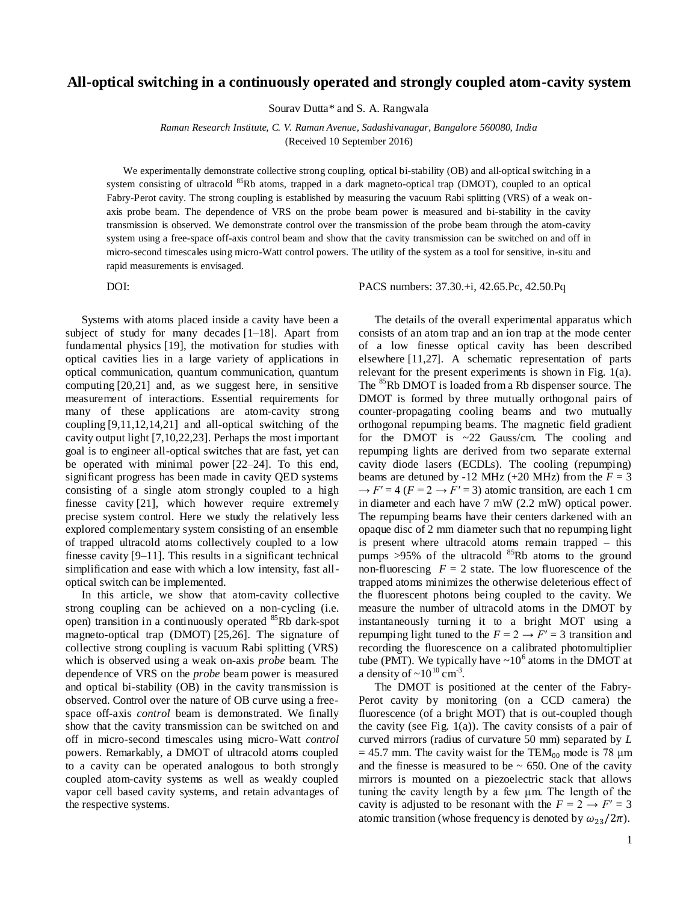# All-optical switching in a continuously operated and strongly coupled atom-cavity system

Sourav Dutta* and S. A. Rangwala

*Raman Research Institute, C. V. Raman Avenue, Sadashivanagar, Bangalore 560080, India*

(Received 10 September 2016)

We experimentally demonstrate collective strong coupling, optical bi-stability (OB) and all-optical switching in a system consisting of ultracold $^{85}$Rb atoms, trapped in a dark magneto-optical trap (DMOT), coupled to an optical Fabry-Perot cavity. The strong coupling is established by measuring the vacuum Rabi splitting (VRS) of a weak on-axis probe beam. The dependence of VRS on the probe beam power is measured and bi-stability in the cavity transmission is observed. We demonstrate control over the transmission of the probe beam through the atom-cavity system using a free-space off-axis control beam and show that the cavity transmission can be switched on and off in micro-second timescales using micro-Watt control powers. The utility of the system as a tool for sensitive, in-situ and rapid measurements is envisaged.

DOI:

PACS numbers: 37.30.+i, 42.65.Pc, 42.50.Pq

Systems with atoms placed inside a cavity have been a subject of study for many decades [1–18]. Apart from fundamental physics [19], the motivation for studies with optical cavities lies in a large variety of applications in optical communication, quantum communication, quantum computing [20,21] and, as we suggest here, in sensitive measurement of interactions. Essential requirements for many of these applications are atom-cavity strong coupling [9,11,12,14,21] and all-optical switching of the cavity output light [7,10,22,23]. Perhaps the most important goal is to engineer all-optical switches that are fast, yet can be operated with minimal power [22–24]. To this end, significant progress has been made in cavity QED systems consisting of a single atom strongly coupled to a high finesse cavity [21], which however require extremely precise system control. Here we study the relatively less explored complementary system consisting of an ensemble of trapped ultracold atoms collectively coupled to a low finesse cavity [9–11]. This results in a significant technical simplification and ease with which a low intensity, fast all-optical switch can be implemented.

In this article, we show that atom-cavity collective strong coupling can be achieved on a non-cycling (i.e. open) transition in a continuously operated $^{85}$Rb dark-spot magneto-optical trap (DMOT) [25,26]. The signature of collective strong coupling is vacuum Rabi splitting (VRS) which is observed using a weak on-axis *probe* beam. The dependence of VRS on the *probe* beam power is measured and optical bi-stability (OB) in the cavity transmission is observed. Control over the nature of OB curve using a free-space off-axis *control* beam is demonstrated. We finally show that the cavity transmission can be switched on and off in micro-second timescales using micro-Watt *control* powers. Remarkably, a DMOT of ultracold atoms coupled to a cavity can be operated analogous to both strongly coupled atom-cavity systems as well as weakly coupled vapor cell based cavity systems, and retain advantages of the respective systems.

The details of the overall experimental apparatus which consists of an atom trap and an ion trap at the mode center of a low finesse optical cavity has been described elsewhere [11,27]. A schematic representation of parts relevant for the present experiments is shown in Fig. 1(a). The $^{85}$Rb DMOT is loaded from a Rb dispenser source. The DMOT is formed by three mutually orthogonal pairs of counter-propagating cooling beams and two mutually orthogonal repumping beams. The magnetic field gradient for the DMOT is ~22 Gauss/cm. The cooling and repumping lights are derived from two separate external cavity diode lasers (ECDLs). The cooling (repumping) beams are detuned by -12 MHz (+20 MHz) from the $F = 3 \rightarrow F' = 4$ ($F = 2 \rightarrow F' = 3$) atomic transition, are each 1 cm in diameter and each have 7 mW (2.2 mW) optical power. The repumping beams have their centers darkened with an opaque disc of 2 mm diameter such that no repumping light is present where ultracold atoms remain trapped – this pumps >95% of the ultracold $^{85}$Rb atoms to the ground non-fluorescing $F = 2$ state. The low fluorescence of the trapped atoms minimizes the otherwise deleterious effect of the fluorescent photons being coupled to the cavity. We measure the number of ultracold atoms in the DMOT by instantaneously turning it to a bright MOT using a repumping light tuned to the $F = 2 \rightarrow F' = 3$ transition and recording the fluorescence on a calibrated photomultiplier tube (PMT). We typically have ~$10^6$ atoms in the DMOT at a density of ~$10^{10}$ cm$^{-3}$.

The DMOT is positioned at the center of the Fabry-Perot cavity by monitoring (on a CCD camera) the fluorescence (of a bright MOT) that is out-coupled though the cavity (see Fig. 1(a)). The cavity consists of a pair of curved mirrors (radius of curvature 50 mm) separated by $L$ = 45.7 mm. The cavity waist for the TEM$_{00}$ mode is 78 μm and the finesse is measured to be ~ 650. One of the cavity mirrors is mounted on a piezoelectric stack that allows tuning the cavity length by a few μm. The length of the cavity is adjusted to be resonant with the $F = 2 \rightarrow F' = 3$ atomic transition (whose frequency is denoted by $\omega_{23}/2\pi$).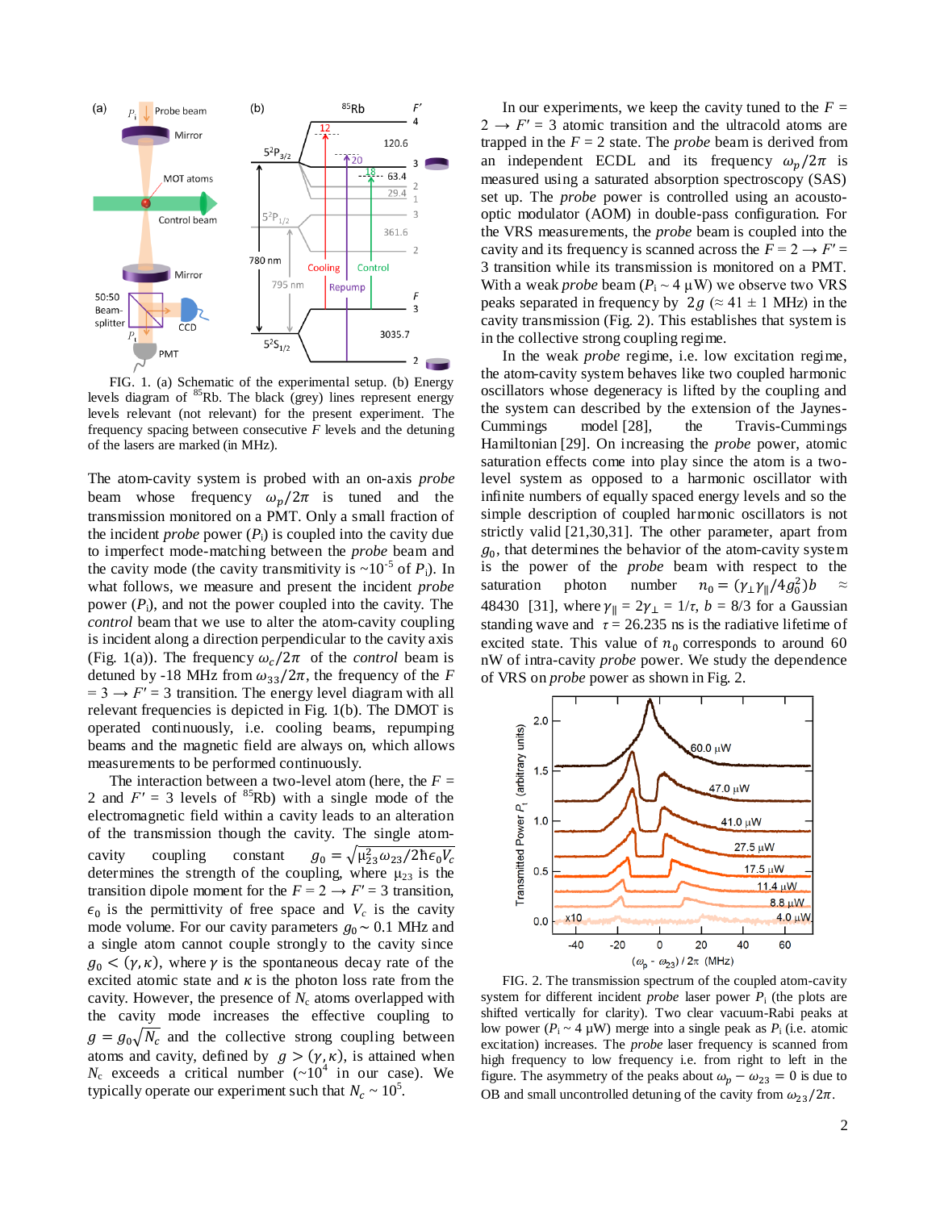FIG. 1. (a) Schematic of the experimental setup. (b) Energy levels diagram of [85]Rb. The black (grey) lines represent energy levels relevant (not relevant) for the present experiment. The frequency spacing between consecutive $F$ levels and the detuning of the lasers are marked (in MHz).

The atom-cavity system is probed with an on-axis *probe* beam whose frequency $\omega_p/2\pi$ is tuned and the transmission monitored on a PMT. Only a small fraction of the incident *probe* power ($P_i$) is coupled into the cavity due to imperfect mode-matching between the *probe* beam and the cavity mode (the cavity transmitivity is ~$10^{-5}$ of $P_i$). In what follows, we measure and present the incident *probe* power ($P_i$), and not the power coupled into the cavity. The *control* beam that we use to alter the atom-cavity coupling is incident along a direction perpendicular to the cavity axis (Fig. 1(a)). The frequency $\omega_c/2\pi$ of the *control* beam is detuned by -18 MHz from $\omega_{33}/2\pi$, the frequency of the $F = 3 \rightarrow F' = 3$ transition. The energy level diagram with all relevant frequencies is depicted in Fig. 1(b). The DMOT is operated continuously, i.e. cooling beams, repumping beams and the magnetic field are always on, which allows measurements to be performed continuously.

The interaction between a two-level atom (here, the $F = 2$ and $F' = 3$ levels of [85]Rb) with a single mode of the electromagnetic field within a cavity leads to an alteration of the transmission though the cavity. The single atom-cavity coupling constant $g_0 = \sqrt{\mu_{23}^2 \omega_{23}/2\hbar\epsilon_0 V_c}$ determines the strength of the coupling, where $\mu_{23}$ is the transition dipole moment for the $F = 2 \rightarrow F' = 3$ transition, $\epsilon_0$ is the permittivity of free space and $V_c$ is the cavity mode volume. For our cavity parameters $g_0 \sim 0.1$ MHz and a single atom cannot couple strongly to the cavity since $g_0 < (\gamma, \kappa)$, where $\gamma$ is the spontaneous decay rate of the excited atomic state and $\kappa$ is the photon loss rate from the cavity. However, the presence of $N_c$ atoms overlapped with the cavity mode increases the effective coupling to $g = g_0\sqrt{N_c}$ and the collective strong coupling between atoms and cavity, defined by $g > (\gamma, \kappa)$, is attained when $N_c$ exceeds a critical number (~$10^4$ in our case). We typically operate our experiment such that $N_c \sim 10^5$.

In our experiments, we keep the cavity tuned to the $F = 2 \rightarrow F' = 3$ atomic transition and the ultracold atoms are trapped in the $F = 2$ state. The *probe* beam is derived from an independent ECDL and its frequency $\omega_p/2\pi$ is measured using a saturated absorption spectroscopy (SAS) set up. The *probe* power is controlled using an acousto-optic modulator (AOM) in double-pass configuration. For the VRS measurements, the *probe* beam is coupled into the cavity and its frequency is scanned across the $F = 2 \rightarrow F' = 3$ transition while its transmission is monitored on a PMT. With a weak *probe* beam ($P_i \sim 4$ μW) we observe two VRS peaks separated in frequency by $2g$ ($\approx 41 \pm 1$ MHz) in the cavity transmission (Fig. 2). This establishes that system is in the collective strong coupling regime.

In the weak *probe* regime, i.e. low excitation regime, the atom-cavity system behaves like two coupled harmonic oscillators whose degeneracy is lifted by the coupling and the system can described by the extension of the Jaynes-Cummings model [28], the Travis-Cummings Hamiltonian [29]. On increasing the *probe* power, atomic saturation effects come into play since the atom is a two-level system as opposed to a harmonic oscillator with infinite numbers of equally spaced energy levels and so the simple description of coupled harmonic oscillators is not strictly valid [21,30,31]. The other parameter, apart from $g_0$, that determines the behavior of the atom-cavity system is the power of the *probe* beam with respect to the saturation photon number $n_0 = (\gamma_\perp \gamma_\parallel / 4g_0^2)b \approx 48430$ [31], where $\gamma_\parallel = 2\gamma_\perp = 1/\tau$, $b = 8/3$ for a Gaussian standing wave and $\tau = 26.235$ ns is the radiative lifetime of excited state. This value of $n_0$ corresponds to around 60 nW of intra-cavity *probe* power. We study the dependence of VRS on *probe* power as shown in Fig. 2.

FIG. 2. The transmission spectrum of the coupled atom-cavity system for different incident *probe* laser power $P_i$ (the plots are shifted vertically for clarity). Two clear vacuum-Rabi peaks at low power ($P_i \sim 4$ μW) merge into a single peak as $P_i$ (i.e. atomic excitation) increases. The *probe* laser frequency is scanned from high frequency to low frequency i.e. from right to left in the figure. The asymmetry of the peaks about $\omega_p - \omega_{23} = 0$ is due to OB and small uncontrolled detuning of the cavity from $\omega_{23}/2\pi$.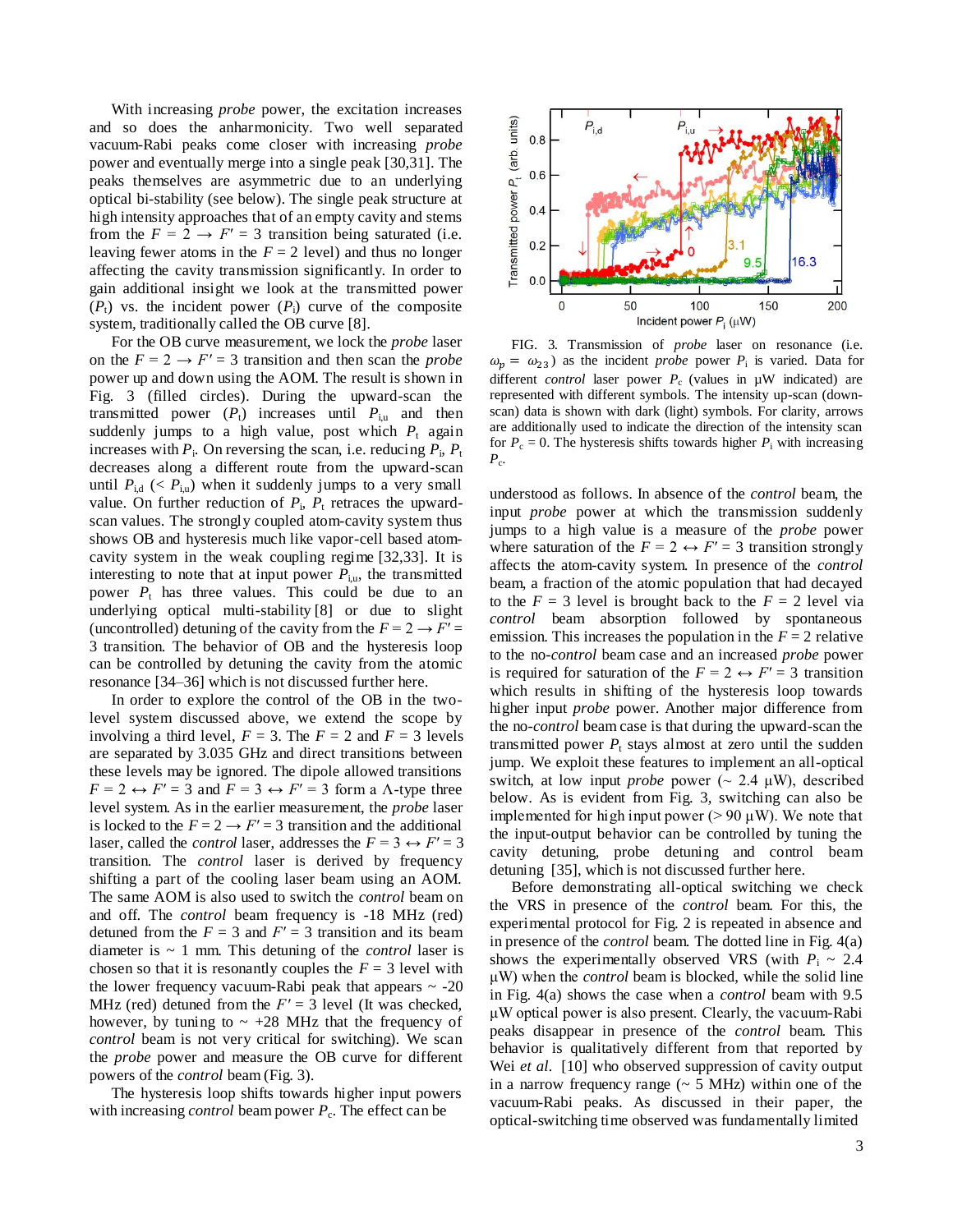With increasing *probe* power, the excitation increases and so does the anharmonicity. Two well separated vacuum-Rabi peaks come closer with increasing *probe* power and eventually merge into a single peak [30,31]. The peaks themselves are asymmetric due to an underlying optical bi-stability (see below). The single peak structure at high intensity approaches that of an empty cavity and stems from the $F = 2 \rightarrow F' = 3$ transition being saturated (i.e. leaving fewer atoms in the $F = 2$ level) and thus no longer affecting the cavity transmission significantly. In order to gain additional insight we look at the transmitted power ($P_t$) vs. the incident power ($P_i$) curve of the composite system, traditionally called the OB curve [8].

For the OB curve measurement, we lock the *probe* laser on the $F = 2 \rightarrow F' = 3$ transition and then scan the *probe* power up and down using the AOM. The result is shown in Fig. 3 (filled circles). During the upward-scan the transmitted power ($P_t$) increases until $P_{i,u}$ and then suddenly jumps to a high value, post which $P_t$ again increases with $P_i$. On reversing the scan, i.e. reducing $P_i$, $P_t$ decreases along a different route from the upward-scan until $P_{i,d}$ ($< P_{i,u}$) when it suddenly jumps to a very small value. On further reduction of $P_i$, $P_t$ retraces the upward-scan values. The strongly coupled atom-cavity system thus shows OB and hysteresis much like vapor-cell based atom-cavity system in the weak coupling regime [32,33]. It is interesting to note that at input power $P_{i,u}$, the transmitted power $P_t$ has three values. This could be due to an underlying optical multi-stability [8] or due to slight (uncontrolled) detuning of the cavity from the $F = 2 \rightarrow F' = 3$ transition. The behavior of OB and the hysteresis loop can be controlled by detuning the cavity from the atomic resonance [34–36] which is not discussed further here.

In order to explore the control of the OB in the two-level system discussed above, we extend the scope by involving a third level, $F = 3$. The $F = 2$ and $F = 3$ levels are separated by 3.035 GHz and direct transitions between these levels may be ignored. The dipole allowed transitions $F = 2 \leftrightarrow F' = 3$ and $F = 3 \leftrightarrow F' = 3$ form a $\Lambda$-type three level system. As in the earlier measurement, the *probe* laser is locked to the $F = 2 \rightarrow F' = 3$ transition and the additional laser, called the *control* laser, addresses the $F = 3 \leftrightarrow F' = 3$ transition. The *control* laser is derived by frequency shifting a part of the cooling laser beam using an AOM. The same AOM is also used to switch the *control* beam on and off. The *control* beam frequency is -18 MHz (red) detuned from the $F = 3$ and $F' = 3$ transition and its beam diameter is ~ 1 mm. This detuning of the *control* laser is chosen so that it is resonantly couples the $F = 3$ level with the lower frequency vacuum-Rabi peak that appears ~ -20 MHz (red) detuned from the $F' = 3$ level (It was checked, however, by tuning to ~ +28 MHz that the frequency of *control* beam is not very critical for switching). We scan the *probe* power and measure the OB curve for different powers of the *control* beam (Fig. 3).

The hysteresis loop shifts towards higher input powers with increasing *control* beam power $P_c$. The effect can be understood as follows. In absence of the *control* beam, the input *probe* power at which the transmission suddenly jumps to a high value is a measure of the *probe* power where saturation of the $F = 2 \leftrightarrow F' = 3$ transition strongly affects the atom-cavity system. In presence of the *control* beam, a fraction of the atomic population that had decayed to the $F = 3$ level is brought back to the $F = 2$ level via *control* beam absorption followed by spontaneous emission. This increases the population in the $F = 2$ relative to the no-*control* beam case and an increased *probe* power is required for saturation of the $F = 2 \leftrightarrow F' = 3$ transition which results in shifting of the hysteresis loop towards higher input *probe* power. Another major difference from the no-*control* beam case is that during the upward-scan the transmitted power $P_t$ stays almost at zero until the sudden jump. We exploit these features to implement an all-optical switch, at low input *probe* power (~ 2.4 μW), described below. As is evident from Fig. 3, switching can also be implemented for high input power (> 90 μW). We note that the input-output behavior can be controlled by tuning the cavity detuning, probe detuning and control beam detuning [35], which is not discussed further here.

FIG. 3. Transmission of *probe* laser on resonance (i.e. $\omega_p = \omega_{23}$) as the incident *probe* power $P_i$ is varied. Data for different *control* laser power $P_c$ (values in μW indicated) are represented with different symbols. The intensity up-scan (down-scan) data is shown with dark (light) symbols. For clarity, arrows are additionally used to indicate the direction of the intensity scan for $P_c = 0$. The hysteresis shifts towards higher $P_i$ with increasing $P_c$.

Before demonstrating all-optical switching we check the VRS in presence of the *control* beam. For this, the experimental protocol for Fig. 2 is repeated in absence and in presence of the *control* beam. The dotted line in Fig. 4(a) shows the experimentally observed VRS (with $P_i$ ~ 2.4 μW) when the *control* beam is blocked, while the solid line in Fig. 4(a) shows the case when a *control* beam with 9.5 μW optical power is also present. Clearly, the vacuum-Rabi peaks disappear in presence of the *control* beam. This behavior is qualitatively different from that reported by Wei *et al.* [10] who observed suppression of cavity output in a narrow frequency range (~ 5 MHz) within one of the vacuum-Rabi peaks. As discussed in their paper, the optical-switching time observed was fundamentally limited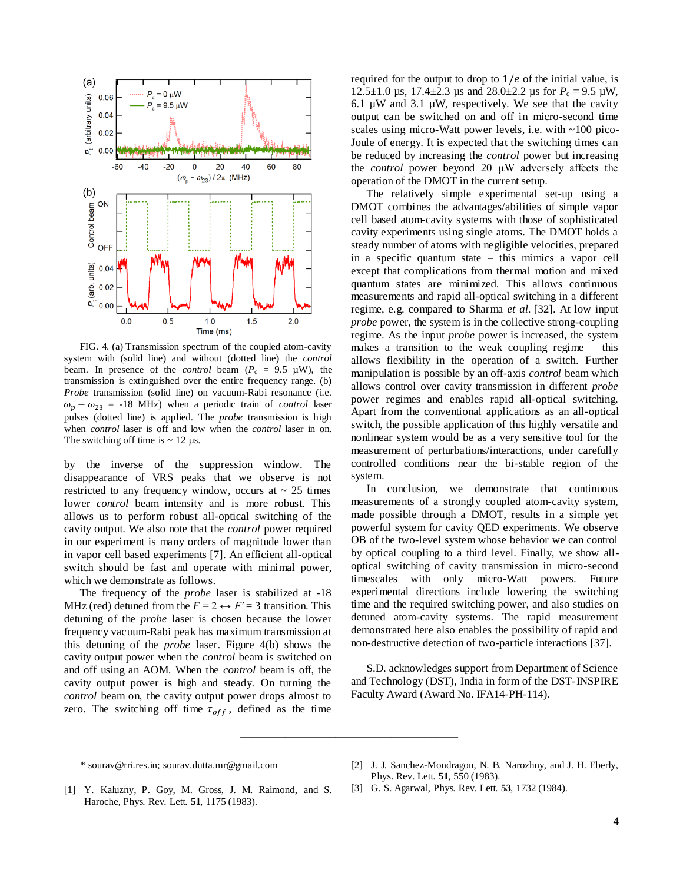FIG. 4. (a) Transmission spectrum of the coupled atom-cavity system with (solid line) and without (dotted line) the *control* beam. In presence of the *control* beam ($P_c$ = 9.5 μW), the transmission is extinguished over the entire frequency range. (b) *Probe* transmission (solid line) on vacuum-Rabi resonance (i.e. $\omega_p - \omega_{23}$ = -18 MHz) when a periodic train of *control* laser pulses (dotted line) is applied. The *probe* transmission is high when *control* laser is off and low when the *control* laser in on. The switching off time is ~ 12 μs.

by the inverse of the suppression window. The disappearance of VRS peaks that we observe is not restricted to any frequency window, occurs at ~ 25 times lower *control* beam intensity and is more robust. This allows us to perform robust all-optical switching of the cavity output. We also note that the *control* power required in our experiment is many orders of magnitude lower than in vapor cell based experiments [7]. An efficient all-optical switch should be fast and operate with minimal power, which we demonstrate as follows.

The frequency of the *probe* laser is stabilized at -18 MHz (red) detuned from the $F = 2 \leftrightarrow F' = 3$ transition. This detuning of the *probe* laser is chosen because the lower frequency vacuum-Rabi peak has maximum transmission at this detuning of the *probe* laser. Figure 4(b) shows the cavity output power when the *control* beam is switched on and off using an AOM. When the *control* beam is off, the cavity output power is high and steady. On turning the *control* beam on, the cavity output power drops almost to zero. The switching off time $\tau_{off}$, defined as the time required for the output to drop to $1/e$ of the initial value, is 12.5±1.0 μs, 17.4±2.3 μs and 28.0±2.2 μs for $P_c$ = 9.5 μW, 6.1 μW and 3.1 μW, respectively. We see that the cavity output can be switched on and off in micro-second time scales using micro-Watt power levels, i.e. with ~100 pico-Joule of energy. It is expected that the switching times can be reduced by increasing the *control* power but increasing the *control* power beyond 20 μW adversely affects the operation of the DMOT in the current setup.

The relatively simple experimental set-up using a DMOT combines the advantages/abilities of simple vapor cell based atom-cavity systems with those of sophisticated cavity experiments using single atoms. The DMOT holds a steady number of atoms with negligible velocities, prepared in a specific quantum state – this mimics a vapor cell except that complications from thermal motion and mixed quantum states are minimized. This allows continuous measurements and rapid all-optical switching in a different regime, e.g. compared to Sharma *et al.* [32]. At low input *probe* power, the system is in the collective strong-coupling regime. As the input *probe* power is increased, the system makes a transition to the weak coupling regime – this allows flexibility in the operation of a switch. Further manipulation is possible by an off-axis *control* beam which allows control over cavity transmission in different *probe* power regimes and enables rapid all-optical switching. Apart from the conventional applications as an all-optical switch, the possible application of this highly versatile and nonlinear system would be as a very sensitive tool for the measurement of perturbations/interactions, under carefully controlled conditions near the bi-stable region of the system.

In conclusion, we demonstrate that continuous measurements of a strongly coupled atom-cavity system, made possible through a DMOT, results in a simple yet powerful system for cavity QED experiments. We observe OB of the two-level system whose behavior we can control by optical coupling to a third level. Finally, we show all-optical switching of cavity transmission in micro-second timescales with only micro-Watt powers. Future experimental directions include lowering the switching time and the required switching power, and also studies on detuned atom-cavity systems. The rapid measurement demonstrated here also enables the possibility of rapid and non-destructive detection of two-particle interactions [37].

S.D. acknowledges support from Department of Science and Technology (DST), India in form of the DST-INSPIRE Faculty Award (Award No. IFA14-PH-114).

---

\* sourav@rri.res.in; sourav.dutta.mr@gmail.com

[1] Y. Kaluzny, P. Goy, M. Gross, J. M. Raimond, and S. Haroche, Phys. Rev. Lett. **51**, 1175 (1983).

[2] J. J. Sanchez-Mondragon, N. B. Narozhny, and J. H. Eberly, Phys. Rev. Lett. **51**, 550 (1983).

[3] G. S. Agarwal, Phys. Rev. Lett. **53**, 1732 (1984).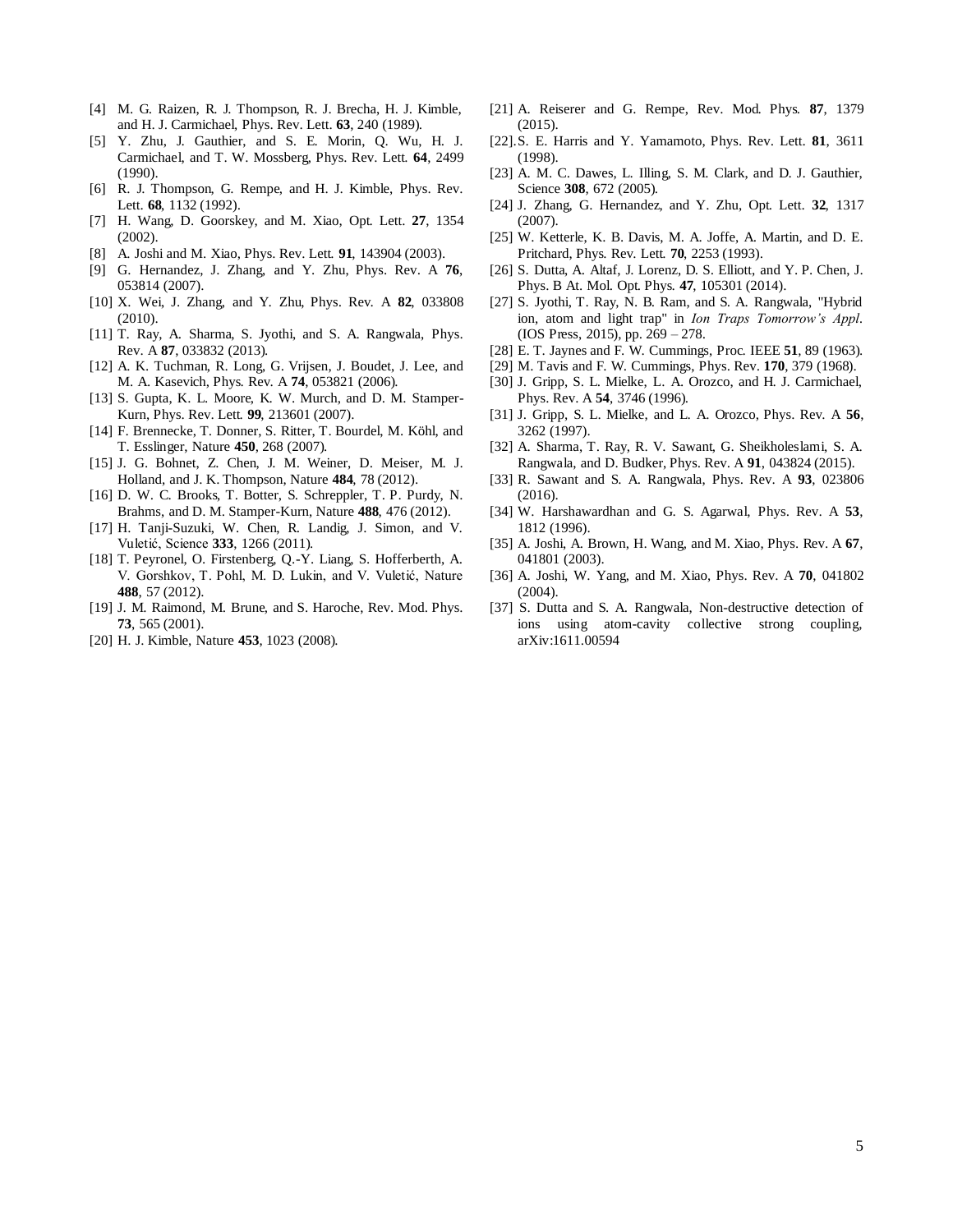[4] M. G. Raizen, R. J. Thompson, R. J. Brecha, H. J. Kimble, and H. J. Carmichael, Phys. Rev. Lett. **63**, 240 (1989).

[5] Y. Zhu, J. Gauthier, and S. E. Morin, Q. Wu, H. J. Carmichael, and T. W. Mossberg, Phys. Rev. Lett. **64**, 2499 (1990).

[6] R. J. Thompson, G. Rempe, and H. J. Kimble, Phys. Rev. Lett. **68**, 1132 (1992).

[7] H. Wang, D. Goorskey, and M. Xiao, Opt. Lett. **27**, 1354 (2002).

[8] A. Joshi and M. Xiao, Phys. Rev. Lett. **91**, 143904 (2003).

[9] G. Hernandez, J. Zhang, and Y. Zhu, Phys. Rev. A **76**, 053814 (2007).

[10] X. Wei, J. Zhang, and Y. Zhu, Phys. Rev. A **82**, 033808 (2010).

[11] T. Ray, A. Sharma, S. Jyothi, and S. A. Rangwala, Phys. Rev. A **87**, 033832 (2013).

[12] A. K. Tuchman, R. Long, G. Vrijsen, J. Boudet, J. Lee, and M. A. Kasevich, Phys. Rev. A **74**, 053821 (2006).

[13] S. Gupta, K. L. Moore, K. W. Murch, and D. M. Stamper-Kurn, Phys. Rev. Lett. **99**, 213601 (2007).

[14] F. Brennecke, T. Donner, S. Ritter, T. Bourdel, M. Köhl, and T. Esslinger, Nature **450**, 268 (2007).

[15] J. G. Bohnet, Z. Chen, J. M. Weiner, D. Meiser, M. J. Holland, and J. K. Thompson, Nature **484**, 78 (2012).

[16] D. W. C. Brooks, T. Botter, S. Schreppler, T. P. Purdy, N. Brahms, and D. M. Stamper-Kurn, Nature **488**, 476 (2012).

[17] H. Tanji-Suzuki, W. Chen, R. Landig, J. Simon, and V. Vuletić, Science **333**, 1266 (2011).

[18] T. Peyronel, O. Firstenberg, Q.-Y. Liang, S. Hofferberth, A. V. Gorshkov, T. Pohl, M. D. Lukin, and V. Vuletić, Nature **488**, 57 (2012).

[19] J. M. Raimond, M. Brune, and S. Haroche, Rev. Mod. Phys. **73**, 565 (2001).

[20] H. J. Kimble, Nature **453**, 1023 (2008).

[21] A. Reiserer and G. Rempe, Rev. Mod. Phys. **87**, 1379 (2015).

[22]. S. E. Harris and Y. Yamamoto, Phys. Rev. Lett. **81**, 3611 (1998).

[23] A. M. C. Dawes, L. Illing, S. M. Clark, and D. J. Gauthier, Science **308**, 672 (2005).

[24] J. Zhang, G. Hernandez, and Y. Zhu, Opt. Lett. **32**, 1317 (2007).

[25] W. Ketterle, K. B. Davis, M. A. Joffe, A. Martin, and D. E. Pritchard, Phys. Rev. Lett. **70**, 2253 (1993).

[26] S. Dutta, A. Altaf, J. Lorenz, D. S. Elliott, and Y. P. Chen, J. Phys. B At. Mol. Opt. Phys. **47**, 105301 (2014).

[27] S. Jyothi, T. Ray, N. B. Ram, and S. A. Rangwala, "Hybrid ion, atom and light trap" in *Ion Traps Tomorrow's Appl*. (IOS Press, 2015), pp. 269 – 278.

[28] E. T. Jaynes and F. W. Cummings, Proc. IEEE **51**, 89 (1963).

[29] M. Tavis and F. W. Cummings, Phys. Rev. **170**, 379 (1968).

[30] J. Gripp, S. L. Mielke, L. A. Orozco, and H. J. Carmichael, Phys. Rev. A **54**, 3746 (1996).

[31] J. Gripp, S. L. Mielke, and L. A. Orozco, Phys. Rev. A **56**, 3262 (1997).

[32] A. Sharma, T. Ray, R. V. Sawant, G. Sheikholeslami, S. A. Rangwala, and D. Budker, Phys. Rev. A **91**, 043824 (2015).

[33] R. Sawant and S. A. Rangwala, Phys. Rev. A **93**, 023806 (2016).

[34] W. Harshawardhan and G. S. Agarwal, Phys. Rev. A **53**, 1812 (1996).

[35] A. Joshi, A. Brown, H. Wang, and M. Xiao, Phys. Rev. A **67**, 041801 (2003).

[36] A. Joshi, W. Yang, and M. Xiao, Phys. Rev. A **70**, 041802 (2004).

[37] S. Dutta and S. A. Rangwala, Non-destructive detection of ions using atom-cavity collective strong coupling, arXiv:1611.00594